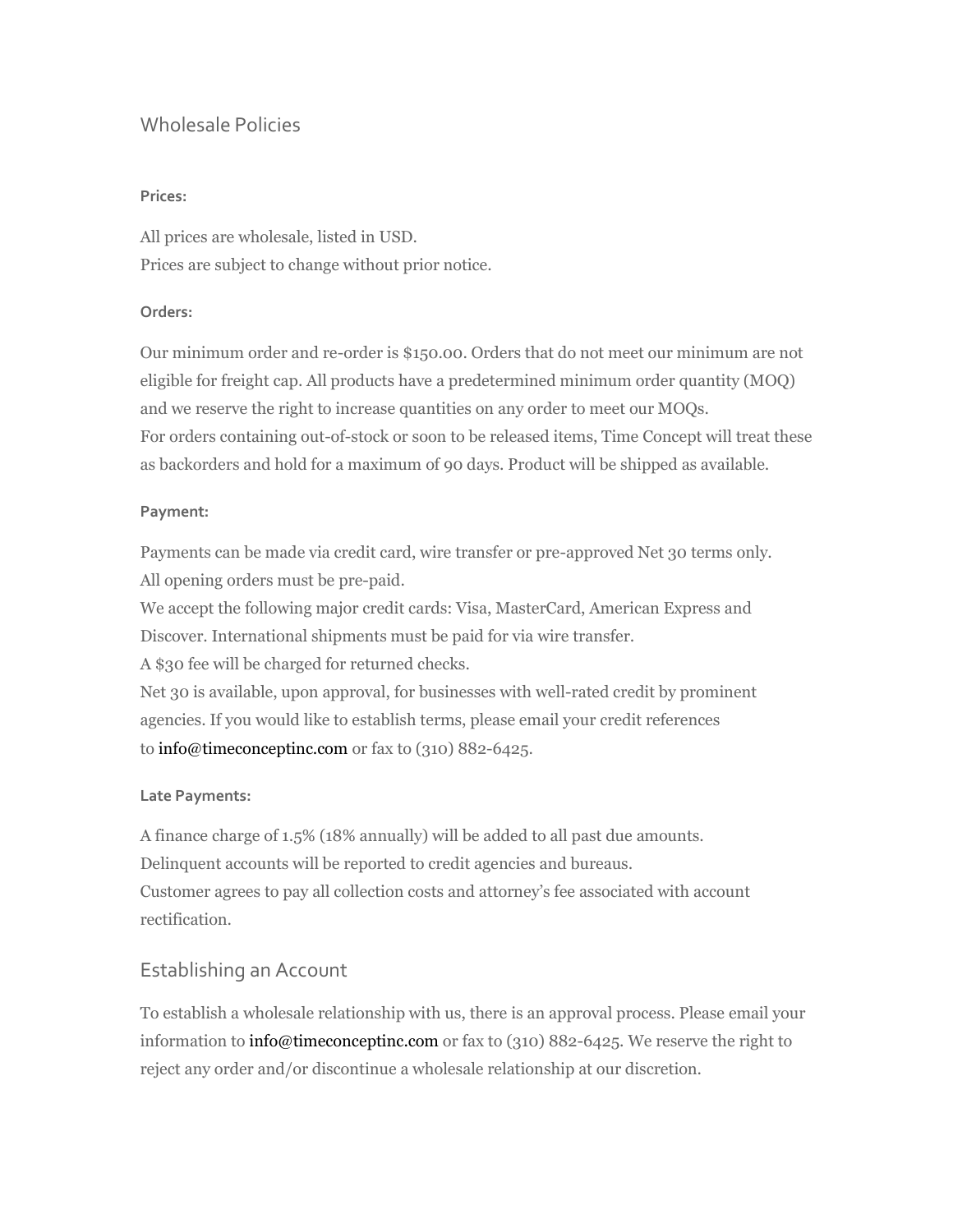# Wholesale Policies

### Prices:

All prices are wholesale, listed in USD.
Prices are subject to change without prior notice.

### Orders:

Our minimum order and re-order is $150.00. Orders that do not meet our minimum are not eligible for freight cap. All products have a predetermined minimum order quantity (MOQ) and we reserve the right to increase quantities on any order to meet our MOQs.
For orders containing out-of-stock or soon to be released items, Time Concept will treat these as backorders and hold for a maximum of 90 days. Product will be shipped as available.

### Payment:

Payments can be made via credit card, wire transfer or pre-approved Net 30 terms only.
All opening orders must be pre-paid.
We accept the following major credit cards: Visa, MasterCard, American Express and Discover. International shipments must be paid for via wire transfer.
A $30 fee will be charged for returned checks.
Net 30 is available, upon approval, for businesses with well-rated credit by prominent agencies. If you would like to establish terms, please email your credit references to info@timeconceptinc.com or fax to (310) 882-6425.

### Late Payments:

A finance charge of 1.5% (18% annually) will be added to all past due amounts.
Delinquent accounts will be reported to credit agencies and bureaus.
Customer agrees to pay all collection costs and attorney's fee associated with account rectification.

## Establishing an Account

To establish a wholesale relationship with us, there is an approval process. Please email your information to info@timeconceptinc.com or fax to (310) 882-6425. We reserve the right to reject any order and/or discontinue a wholesale relationship at our discretion.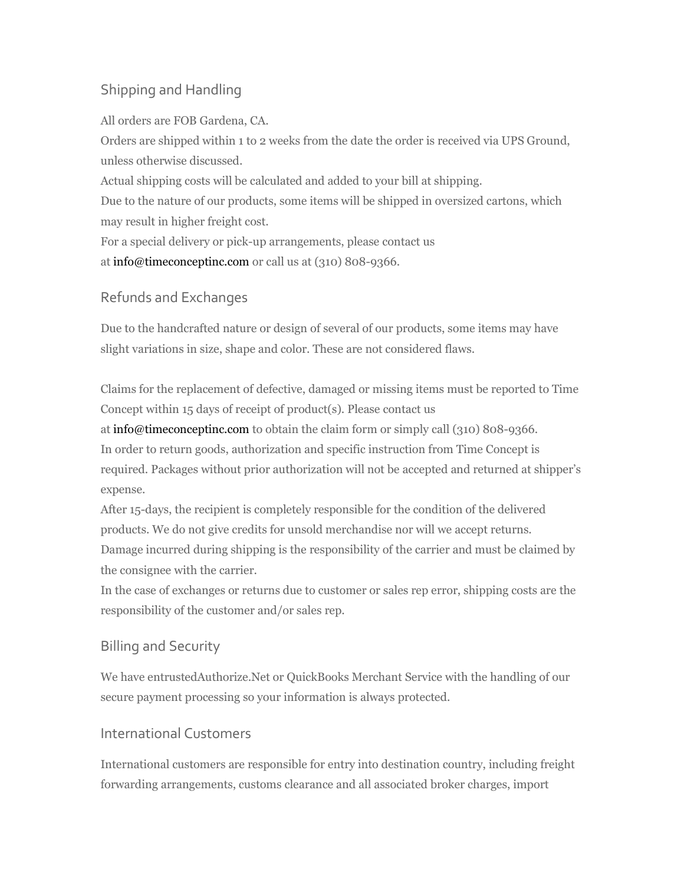## Shipping and Handling

All orders are FOB Gardena, CA.
Orders are shipped within 1 to 2 weeks from the date the order is received via UPS Ground, unless otherwise discussed.
Actual shipping costs will be calculated and added to your bill at shipping.
Due to the nature of our products, some items will be shipped in oversized cartons, which may result in higher freight cost.
For a special delivery or pick-up arrangements, please contact us at info@timeconceptinc.com or call us at (310) 808-9366.

## Refunds and Exchanges

Due to the handcrafted nature or design of several of our products, some items may have slight variations in size, shape and color. These are not considered flaws.

Claims for the replacement of defective, damaged or missing items must be reported to Time Concept within 15 days of receipt of product(s). Please contact us at info@timeconceptinc.com to obtain the claim form or simply call (310) 808-9366.
In order to return goods, authorization and specific instruction from Time Concept is required. Packages without prior authorization will not be accepted and returned at shipper's expense.
After 15-days, the recipient is completely responsible for the condition of the delivered products. We do not give credits for unsold merchandise nor will we accept returns.
Damage incurred during shipping is the responsibility of the carrier and must be claimed by the consignee with the carrier.
In the case of exchanges or returns due to customer or sales rep error, shipping costs are the responsibility of the customer and/or sales rep.

## Billing and Security

We have entrustedAuthorize.Net or QuickBooks Merchant Service with the handling of our secure payment processing so your information is always protected.

## International Customers

International customers are responsible for entry into destination country, including freight forwarding arrangements, customs clearance and all associated broker charges, import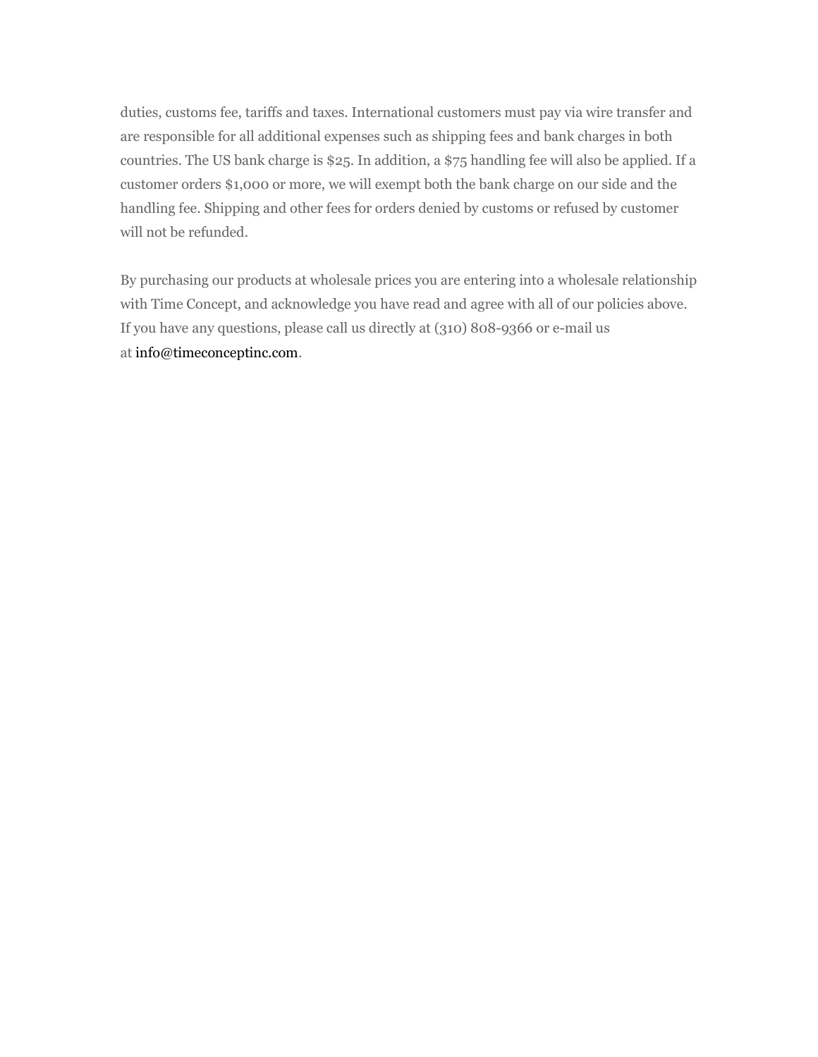duties, customs fee, tariffs and taxes. International customers must pay via wire transfer and are responsible for all additional expenses such as shipping fees and bank charges in both countries. The US bank charge is $25. In addition, a $75 handling fee will also be applied. If a customer orders $1,000 or more, we will exempt both the bank charge on our side and the handling fee. Shipping and other fees for orders denied by customs or refused by customer will not be refunded.

By purchasing our products at wholesale prices you are entering into a wholesale relationship with Time Concept, and acknowledge you have read and agree with all of our policies above. If you have any questions, please call us directly at (310) 808-9366 or e-mail us at info@timeconceptinc.com.